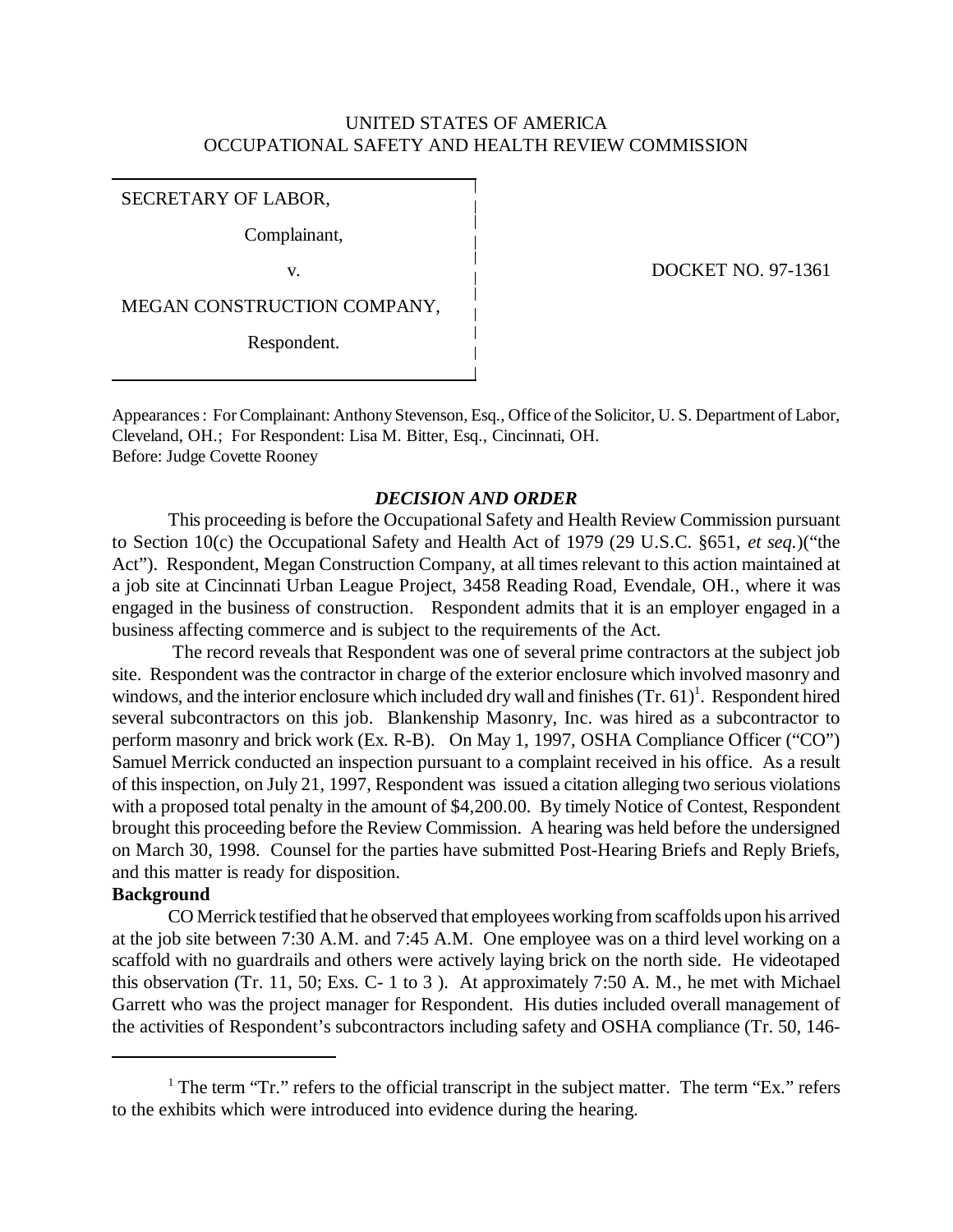UNITED STATES OF AMERICA
OCCUPATIONAL SAFETY AND HEALTH REVIEW COMMISSION

SECRETARY OF LABOR,

Complainant,

v.

MEGAN CONSTRUCTION COMPANY,

Respondent.

DOCKET NO. 97-1361

Appearances: For Complainant: Anthony Stevenson, Esq., Office of the Solicitor, U. S. Department of Labor, Cleveland, OH.; For Respondent: Lisa M. Bitter, Esq., Cincinnati, OH.
Before: Judge Covette Rooney

***DECISION AND ORDER***

This proceeding is before the Occupational Safety and Health Review Commission pursuant to Section 10(c) the Occupational Safety and Health Act of 1979 (29 U.S.C. §651, *et seq.*)("the Act"). Respondent, Megan Construction Company, at all times relevant to this action maintained at a job site at Cincinnati Urban League Project, 3458 Reading Road, Evendale, OH., where it was engaged in the business of construction. Respondent admits that it is an employer engaged in a business affecting commerce and is subject to the requirements of the Act.

The record reveals that Respondent was one of several prime contractors at the subject job site. Respondent was the contractor in charge of the exterior enclosure which involved masonry and windows, and the interior enclosure which included dry wall and finishes (Tr. 61)[1]. Respondent hired several subcontractors on this job. Blankenship Masonry, Inc. was hired as a subcontractor to perform masonry and brick work (Ex. R-B). On May 1, 1997, OSHA Compliance Officer ("CO") Samuel Merrick conducted an inspection pursuant to a complaint received in his office. As a result of this inspection, on July 21, 1997, Respondent was issued a citation alleging two serious violations with a proposed total penalty in the amount of $4,200.00. By timely Notice of Contest, Respondent brought this proceeding before the Review Commission. A hearing was held before the undersigned on March 30, 1998. Counsel for the parties have submitted Post-Hearing Briefs and Reply Briefs, and this matter is ready for disposition.

**Background**

CO Merrick testified that he observed that employees working from scaffolds upon his arrived at the job site between 7:30 A.M. and 7:45 A.M. One employee was on a third level working on a scaffold with no guardrails and others were actively laying brick on the north side. He videotaped this observation (Tr. 11, 50; Exs. C- 1 to 3 ). At approximately 7:50 A. M., he met with Michael Garrett who was the project manager for Respondent. His duties included overall management of the activities of Respondent's subcontractors including safety and OSHA compliance (Tr. 50, 146-

[1] The term "Tr." refers to the official transcript in the subject matter. The term "Ex." refers to the exhibits which were introduced into evidence during the hearing.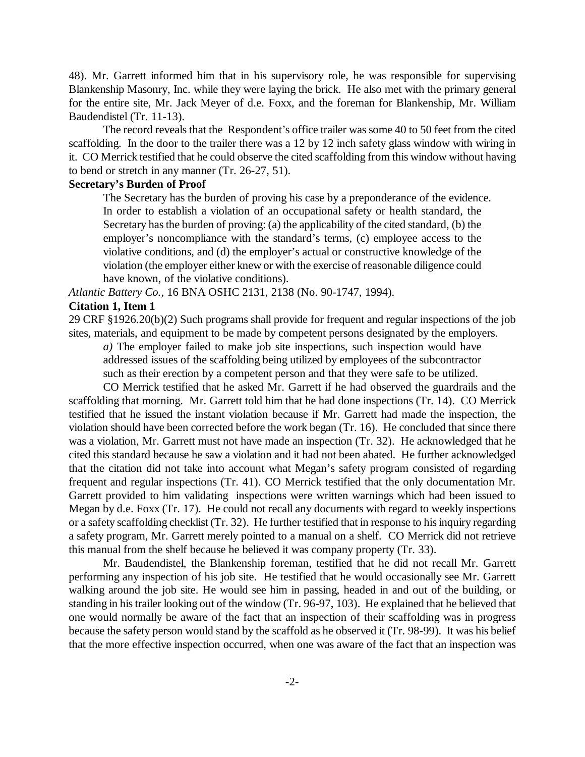48). Mr. Garrett informed him that in his supervisory role, he was responsible for supervising Blankenship Masonry, Inc. while they were laying the brick. He also met with the primary general for the entire site, Mr. Jack Meyer of d.e. Foxx, and the foreman for Blankenship, Mr. William Baudendistel (Tr. 11-13).

The record reveals that the Respondent's office trailer was some 40 to 50 feet from the cited scaffolding. In the door to the trailer there was a 12 by 12 inch safety glass window with wiring in it. CO Merrick testified that he could observe the cited scaffolding from this window without having to bend or stretch in any manner (Tr. 26-27, 51).

**Secretary's Burden of Proof**

> The Secretary has the burden of proving his case by a preponderance of the evidence. In order to establish a violation of an occupational safety or health standard, the Secretary has the burden of proving: (a) the applicability of the cited standard, (b) the employer's noncompliance with the standard's terms, (c) employee access to the violative conditions, and (d) the employer's actual or constructive knowledge of the violation (the employer either knew or with the exercise of reasonable diligence could have known, of the violative conditions).

*Atlantic Battery Co.*, 16 BNA OSHC 2131, 2138 (No. 90-1747, 1994).

**Citation 1, Item 1**

29 CRF §1926.20(b)(2) Such programs shall provide for frequent and regular inspections of the job sites, materials, and equipment to be made by competent persons designated by the employers.

> *a)* The employer failed to make job site inspections, such inspection would have addressed issues of the scaffolding being utilized by employees of the subcontractor such as their erection by a competent person and that they were safe to be utilized.

CO Merrick testified that he asked Mr. Garrett if he had observed the guardrails and the scaffolding that morning. Mr. Garrett told him that he had done inspections (Tr. 14). CO Merrick testified that he issued the instant violation because if Mr. Garrett had made the inspection, the violation should have been corrected before the work began (Tr. 16). He concluded that since there was a violation, Mr. Garrett must not have made an inspection (Tr. 32). He acknowledged that he cited this standard because he saw a violation and it had not been abated. He further acknowledged that the citation did not take into account what Megan's safety program consisted of regarding frequent and regular inspections (Tr. 41). CO Merrick testified that the only documentation Mr. Garrett provided to him validating inspections were written warnings which had been issued to Megan by d.e. Foxx (Tr. 17). He could not recall any documents with regard to weekly inspections or a safety scaffolding checklist (Tr. 32). He further testified that in response to his inquiry regarding a safety program, Mr. Garrett merely pointed to a manual on a shelf. CO Merrick did not retrieve this manual from the shelf because he believed it was company property (Tr. 33).

Mr. Baudendistel, the Blankenship foreman, testified that he did not recall Mr. Garrett performing any inspection of his job site. He testified that he would occasionally see Mr. Garrett walking around the job site. He would see him in passing, headed in and out of the building, or standing in his trailer looking out of the window (Tr. 96-97, 103). He explained that he believed that one would normally be aware of the fact that an inspection of their scaffolding was in progress because the safety person would stand by the scaffold as he observed it (Tr. 98-99). It was his belief that the more effective inspection occurred, when one was aware of the fact that an inspection was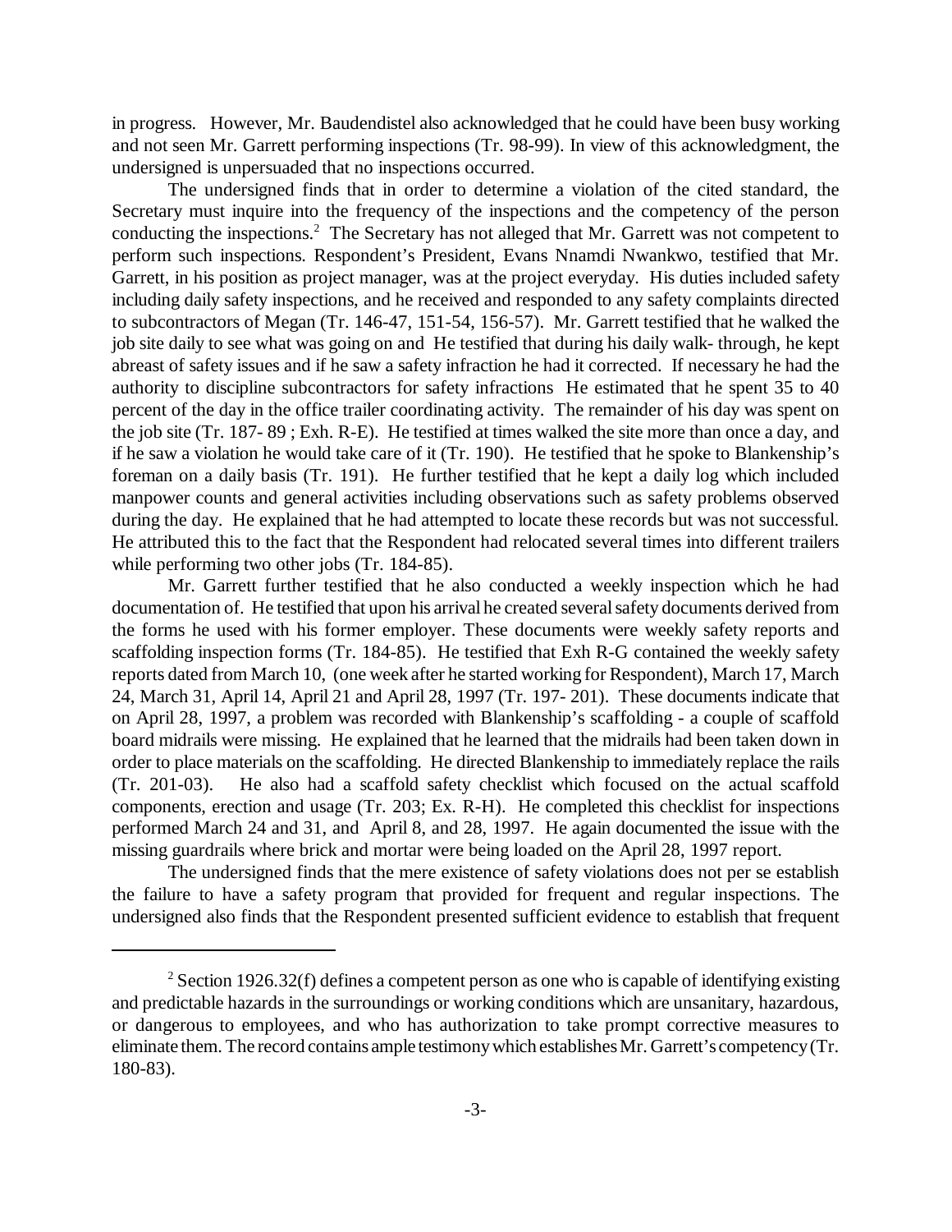in progress. However, Mr. Baudendistel also acknowledged that he could have been busy working and not seen Mr. Garrett performing inspections (Tr. 98-99). In view of this acknowledgment, the undersigned is unpersuaded that no inspections occurred.

The undersigned finds that in order to determine a violation of the cited standard, the Secretary must inquire into the frequency of the inspections and the competency of the person conducting the inspections.[2] The Secretary has not alleged that Mr. Garrett was not competent to perform such inspections. Respondent's President, Evans Nnamdi Nwankwo, testified that Mr. Garrett, in his position as project manager, was at the project everyday. His duties included safety including daily safety inspections, and he received and responded to any safety complaints directed to subcontractors of Megan (Tr. 146-47, 151-54, 156-57). Mr. Garrett testified that he walked the job site daily to see what was going on and He testified that during his daily walk- through, he kept abreast of safety issues and if he saw a safety infraction he had it corrected. If necessary he had the authority to discipline subcontractors for safety infractions He estimated that he spent 35 to 40 percent of the day in the office trailer coordinating activity. The remainder of his day was spent on the job site (Tr. 187- 89 ; Exh. R-E). He testified at times walked the site more than once a day, and if he saw a violation he would take care of it (Tr. 190). He testified that he spoke to Blankenship's foreman on a daily basis (Tr. 191). He further testified that he kept a daily log which included manpower counts and general activities including observations such as safety problems observed during the day. He explained that he had attempted to locate these records but was not successful. He attributed this to the fact that the Respondent had relocated several times into different trailers while performing two other jobs (Tr. 184-85).

Mr. Garrett further testified that he also conducted a weekly inspection which he had documentation of. He testified that upon his arrival he created several safety documents derived from the forms he used with his former employer. These documents were weekly safety reports and scaffolding inspection forms (Tr. 184-85). He testified that Exh R-G contained the weekly safety reports dated from March 10, (one week after he started working for Respondent), March 17, March 24, March 31, April 14, April 21 and April 28, 1997 (Tr. 197- 201). These documents indicate that on April 28, 1997, a problem was recorded with Blankenship's scaffolding - a couple of scaffold board midrails were missing. He explained that he learned that the midrails had been taken down in order to place materials on the scaffolding. He directed Blankenship to immediately replace the rails (Tr. 201-03). He also had a scaffold safety checklist which focused on the actual scaffold components, erection and usage (Tr. 203; Ex. R-H). He completed this checklist for inspections performed March 24 and 31, and April 8, and 28, 1997. He again documented the issue with the missing guardrails where brick and mortar were being loaded on the April 28, 1997 report.

The undersigned finds that the mere existence of safety violations does not per se establish the failure to have a safety program that provided for frequent and regular inspections. The undersigned also finds that the Respondent presented sufficient evidence to establish that frequent

---

[2] Section 1926.32(f) defines a competent person as one who is capable of identifying existing and predictable hazards in the surroundings or working conditions which are unsanitary, hazardous, or dangerous to employees, and who has authorization to take prompt corrective measures to eliminate them. The record contains ample testimony which establishes Mr. Garrett's competency (Tr. 180-83).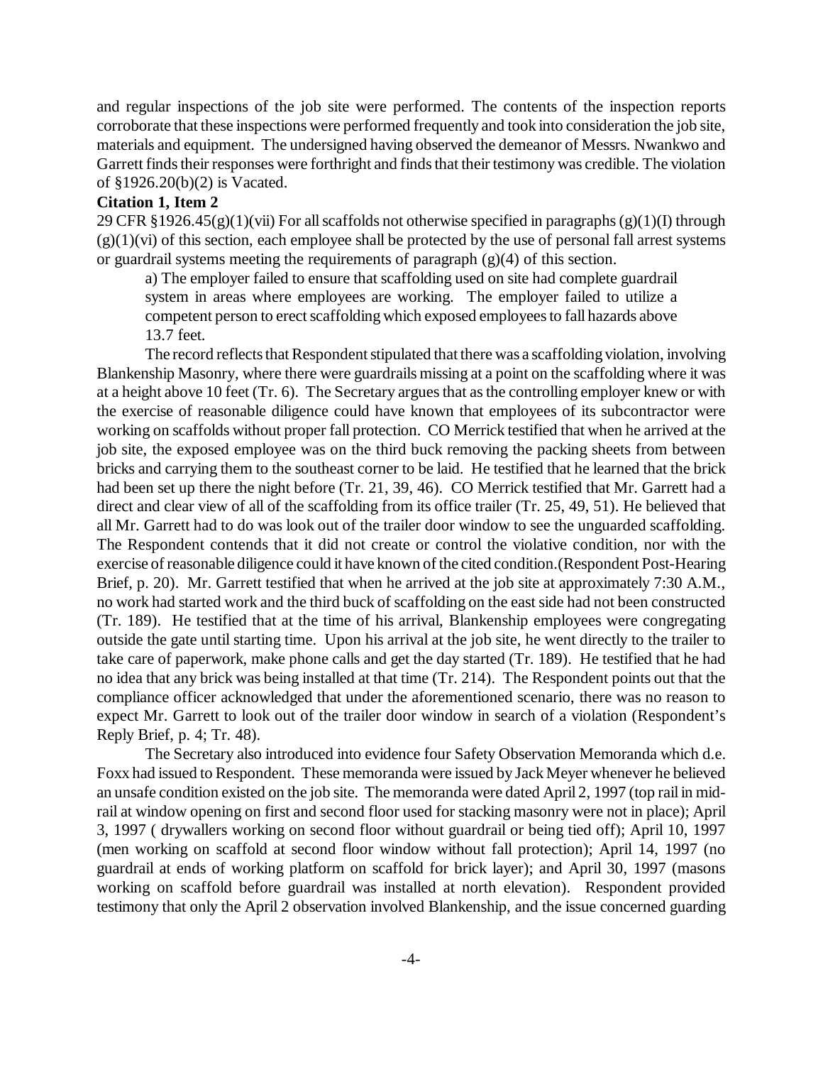and regular inspections of the job site were performed. The contents of the inspection reports corroborate that these inspections were performed frequently and took into consideration the job site, materials and equipment. The undersigned having observed the demeanor of Messrs. Nwankwo and Garrett finds their responses were forthright and finds that their testimony was credible. The violation of §1926.20(b)(2) is Vacated.

**Citation 1, Item 2**

29 CFR §1926.45(g)(1)(vii) For all scaffolds not otherwise specified in paragraphs (g)(1)(I) through (g)(1)(vi) of this section, each employee shall be protected by the use of personal fall arrest systems or guardrail systems meeting the requirements of paragraph (g)(4) of this section.

> a) The employer failed to ensure that scaffolding used on site had complete guardrail system in areas where employees are working. The employer failed to utilize a competent person to erect scaffolding which exposed employees to fall hazards above 13.7 feet.

The record reflects that Respondent stipulated that there was a scaffolding violation, involving Blankenship Masonry, where there were guardrails missing at a point on the scaffolding where it was at a height above 10 feet (Tr. 6). The Secretary argues that as the controlling employer knew or with the exercise of reasonable diligence could have known that employees of its subcontractor were working on scaffolds without proper fall protection. CO Merrick testified that when he arrived at the job site, the exposed employee was on the third buck removing the packing sheets from between bricks and carrying them to the southeast corner to be laid. He testified that he learned that the brick had been set up there the night before (Tr. 21, 39, 46). CO Merrick testified that Mr. Garrett had a direct and clear view of all of the scaffolding from its office trailer (Tr. 25, 49, 51). He believed that all Mr. Garrett had to do was look out of the trailer door window to see the unguarded scaffolding. The Respondent contends that it did not create or control the violative condition, nor with the exercise of reasonable diligence could it have known of the cited condition.(Respondent Post-Hearing Brief, p. 20). Mr. Garrett testified that when he arrived at the job site at approximately 7:30 A.M., no work had started work and the third buck of scaffolding on the east side had not been constructed (Tr. 189). He testified that at the time of his arrival, Blankenship employees were congregating outside the gate until starting time. Upon his arrival at the job site, he went directly to the trailer to take care of paperwork, make phone calls and get the day started (Tr. 189). He testified that he had no idea that any brick was being installed at that time (Tr. 214). The Respondent points out that the compliance officer acknowledged that under the aforementioned scenario, there was no reason to expect Mr. Garrett to look out of the trailer door window in search of a violation (Respondent's Reply Brief, p. 4; Tr. 48).

The Secretary also introduced into evidence four Safety Observation Memoranda which d.e. Foxx had issued to Respondent. These memoranda were issued by Jack Meyer whenever he believed an unsafe condition existed on the job site. The memoranda were dated April 2, 1997 (top rail in mid-rail at window opening on first and second floor used for stacking masonry were not in place); April 3, 1997 ( drywallers working on second floor without guardrail or being tied off); April 10, 1997 (men working on scaffold at second floor window without fall protection); April 14, 1997 (no guardrail at ends of working platform on scaffold for brick layer); and April 30, 1997 (masons working on scaffold before guardrail was installed at north elevation). Respondent provided testimony that only the April 2 observation involved Blankenship, and the issue concerned guarding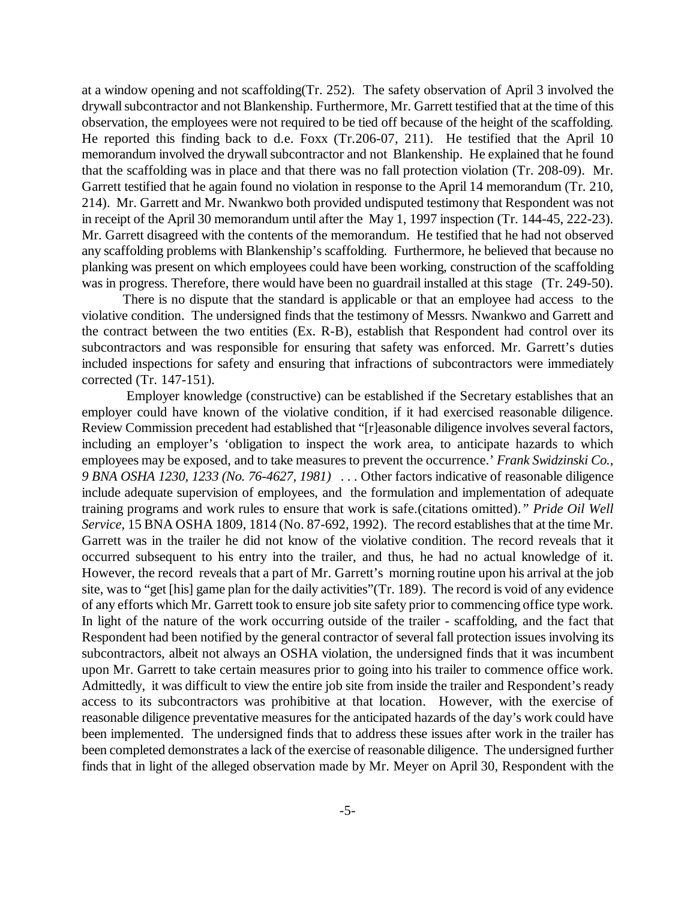at a window opening and not scaffolding(Tr. 252). The safety observation of April 3 involved the drywall subcontractor and not Blankenship. Furthermore, Mr. Garrett testified that at the time of this observation, the employees were not required to be tied off because of the height of the scaffolding. He reported this finding back to d.e. Foxx (Tr.206-07, 211). He testified that the April 10 memorandum involved the drywall subcontractor and not Blankenship. He explained that he found that the scaffolding was in place and that there was no fall protection violation (Tr. 208-09). Mr. Garrett testified that he again found no violation in response to the April 14 memorandum (Tr. 210, 214). Mr. Garrett and Mr. Nwankwo both provided undisputed testimony that Respondent was not in receipt of the April 30 memorandum until after the May 1, 1997 inspection (Tr. 144-45, 222-23). Mr. Garrett disagreed with the contents of the memorandum. He testified that he had not observed any scaffolding problems with Blankenship's scaffolding. Furthermore, he believed that because no planking was present on which employees could have been working, construction of the scaffolding was in progress. Therefore, there would have been no guardrail installed at this stage (Tr. 249-50).

There is no dispute that the standard is applicable or that an employee had access to the violative condition. The undersigned finds that the testimony of Messrs. Nwankwo and Garrett and the contract between the two entities (Ex. R-B), establish that Respondent had control over its subcontractors and was responsible for ensuring that safety was enforced. Mr. Garrett's duties included inspections for safety and ensuring that infractions of subcontractors were immediately corrected (Tr. 147-151).

Employer knowledge (constructive) can be established if the Secretary establishes that an employer could have known of the violative condition, if it had exercised reasonable diligence. Review Commission precedent had established that "[r]easonable diligence involves several factors, including an employer's 'obligation to inspect the work area, to anticipate hazards to which employees may be exposed, and to take measures to prevent the occurrence.' *Frank Swidzinski Co., 9 BNA OSHA 1230, 1233 (No. 76-4627, 1981)* . . . Other factors indicative of reasonable diligence include adequate supervision of employees, and the formulation and implementation of adequate training programs and work rules to ensure that work is safe.(citations omitted)." *Pride Oil Well Service*, 15 BNA OSHA 1809, 1814 (No. 87-692, 1992). The record establishes that at the time Mr. Garrett was in the trailer he did not know of the violative condition. The record reveals that it occurred subsequent to his entry into the trailer, and thus, he had no actual knowledge of it. However, the record reveals that a part of Mr. Garrett's morning routine upon his arrival at the job site, was to "get [his] game plan for the daily activities"(Tr. 189). The record is void of any evidence of any efforts which Mr. Garrett took to ensure job site safety prior to commencing office type work. In light of the nature of the work occurring outside of the trailer - scaffolding, and the fact that Respondent had been notified by the general contractor of several fall protection issues involving its subcontractors, albeit not always an OSHA violation, the undersigned finds that it was incumbent upon Mr. Garrett to take certain measures prior to going into his trailer to commence office work. Admittedly, it was difficult to view the entire job site from inside the trailer and Respondent's ready access to its subcontractors was prohibitive at that location. However, with the exercise of reasonable diligence preventative measures for the anticipated hazards of the day's work could have been implemented. The undersigned finds that to address these issues after work in the trailer has been completed demonstrates a lack of the exercise of reasonable diligence. The undersigned further finds that in light of the alleged observation made by Mr. Meyer on April 30, Respondent with the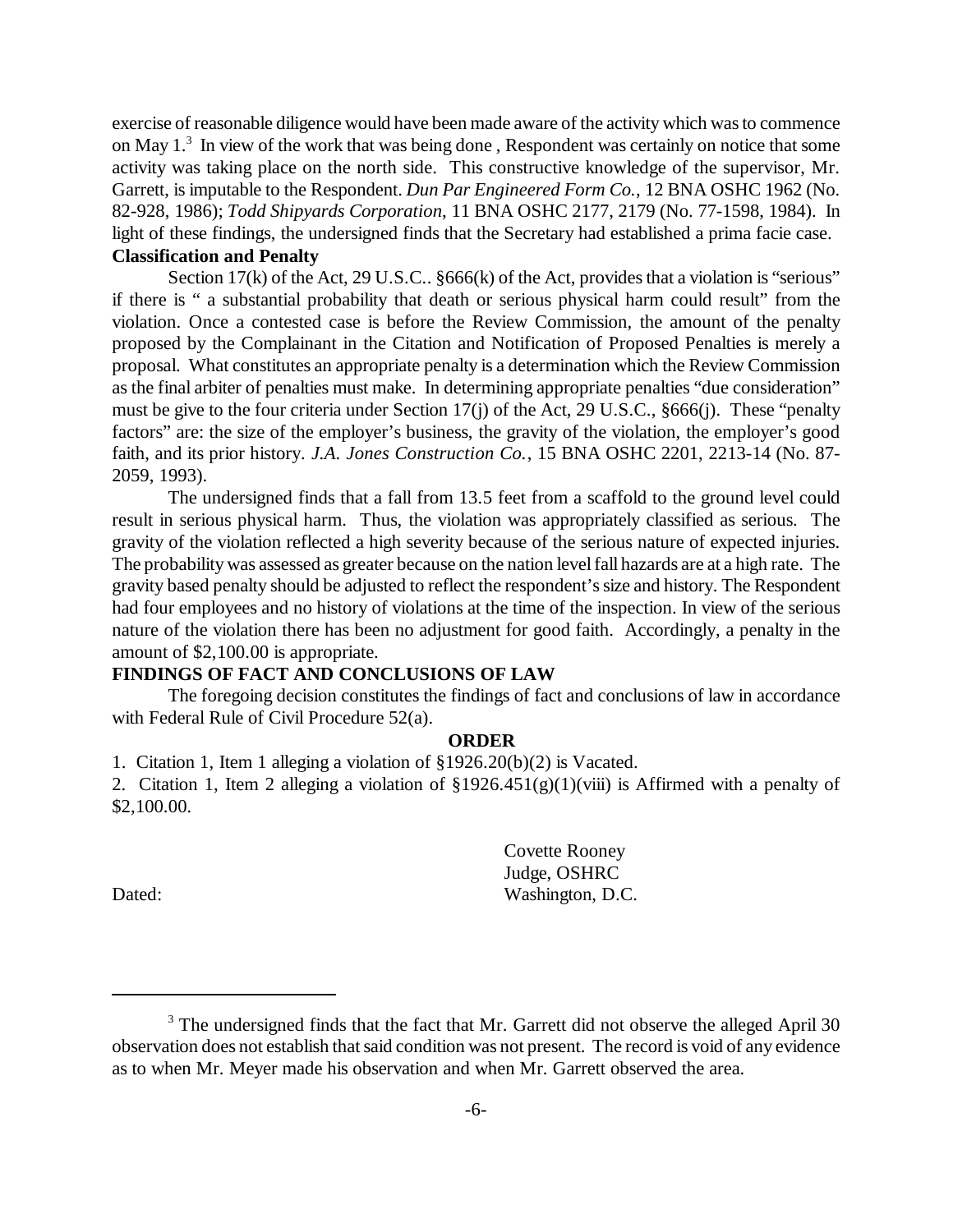exercise of reasonable diligence would have been made aware of the activity which was to commence on May 1.[3] In view of the work that was being done , Respondent was certainly on notice that some activity was taking place on the north side. This constructive knowledge of the supervisor, Mr. Garrett, is imputable to the Respondent. *Dun Par Engineered Form Co.*, 12 BNA OSHC 1962 (No. 82-928, 1986); *Todd Shipyards Corporation*, 11 BNA OSHC 2177, 2179 (No. 77-1598, 1984). In light of these findings, the undersigned finds that the Secretary had established a prima facie case.

**Classification and Penalty**

Section 17(k) of the Act, 29 U.S.C.. §666(k) of the Act, provides that a violation is "serious" if there is " a substantial probability that death or serious physical harm could result" from the violation. Once a contested case is before the Review Commission, the amount of the penalty proposed by the Complainant in the Citation and Notification of Proposed Penalties is merely a proposal. What constitutes an appropriate penalty is a determination which the Review Commission as the final arbiter of penalties must make. In determining appropriate penalties "due consideration" must be give to the four criteria under Section 17(j) of the Act, 29 U.S.C., §666(j). These "penalty factors" are: the size of the employer's business, the gravity of the violation, the employer's good faith, and its prior history. *J.A. Jones Construction Co.*, 15 BNA OSHC 2201, 2213-14 (No. 87-2059, 1993).

The undersigned finds that a fall from 13.5 feet from a scaffold to the ground level could result in serious physical harm. Thus, the violation was appropriately classified as serious. The gravity of the violation reflected a high severity because of the serious nature of expected injuries. The probability was assessed as greater because on the nation level fall hazards are at a high rate. The gravity based penalty should be adjusted to reflect the respondent's size and history. The Respondent had four employees and no history of violations at the time of the inspection. In view of the serious nature of the violation there has been no adjustment for good faith. Accordingly, a penalty in the amount of $2,100.00 is appropriate.

**FINDINGS OF FACT AND CONCLUSIONS OF LAW**

The foregoing decision constitutes the findings of fact and conclusions of law in accordance with Federal Rule of Civil Procedure 52(a).

**ORDER**

1. Citation 1, Item 1 alleging a violation of §1926.20(b)(2) is Vacated.

2. Citation 1, Item 2 alleging a violation of §1926.451(g)(1)(viii) is Affirmed with a penalty of $2,100.00.

Covette Rooney
Judge, OSHRC

Dated: Washington, D.C.

[3] The undersigned finds that the fact that Mr. Garrett did not observe the alleged April 30 observation does not establish that said condition was not present. The record is void of any evidence as to when Mr. Meyer made his observation and when Mr. Garrett observed the area.